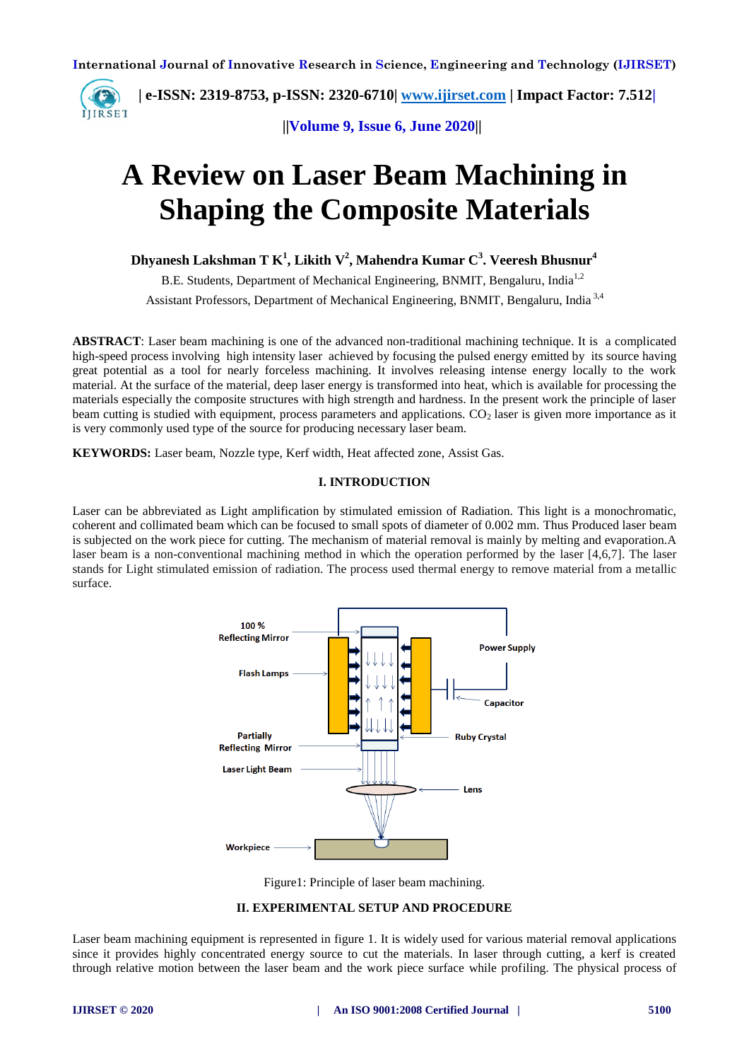# A Review on Laser Beam Machining in Shaping the Composite Materials

**Dhyanesh Lakshman T K[1], Likith V[2], Mahendra Kumar C[3]. Veeresh Bhusnur[4]**

B.E. Students, Department of Mechanical Engineering, BNMIT, Bengaluru, India[1,2]

Assistant Professors, Department of Mechanical Engineering, BNMIT, Bengaluru, India [3,4]

**ABSTRACT**: Laser beam machining is one of the advanced non-traditional machining technique. It is a complicated high-speed process involving high intensity laser achieved by focusing the pulsed energy emitted by its source having great potential as a tool for nearly forceless machining. It involves releasing intense energy locally to the work material. At the surface of the material, deep laser energy is transformed into heat, which is available for processing the materials especially the composite structures with high strength and hardness. In the present work the principle of laser beam cutting is studied with equipment, process parameters and applications. $CO_2$ laser is given more importance as it is very commonly used type of the source for producing necessary laser beam.

**KEYWORDS:** Laser beam, Nozzle type, Kerf width, Heat affected zone, Assist Gas.

## I. INTRODUCTION

Laser can be abbreviated as Light amplification by stimulated emission of Radiation. This light is a monochromatic, coherent and collimated beam which can be focused to small spots of diameter of 0.002 mm. Thus Produced laser beam is subjected on the work piece for cutting. The mechanism of material removal is mainly by melting and evaporation.A laser beam is a non-conventional machining method in which the operation performed by the laser [4,6,7]. The laser stands for Light stimulated emission of radiation. The process used thermal energy to remove material from a metallic surface.

Figure1: Principle of laser beam machining.

## II. EXPERIMENTAL SETUP AND PROCEDURE

Laser beam machining equipment is represented in figure 1. It is widely used for various material removal applications since it provides highly concentrated energy source to cut the materials. In laser through cutting, a kerf is created through relative motion between the laser beam and the work piece surface while profiling. The physical process of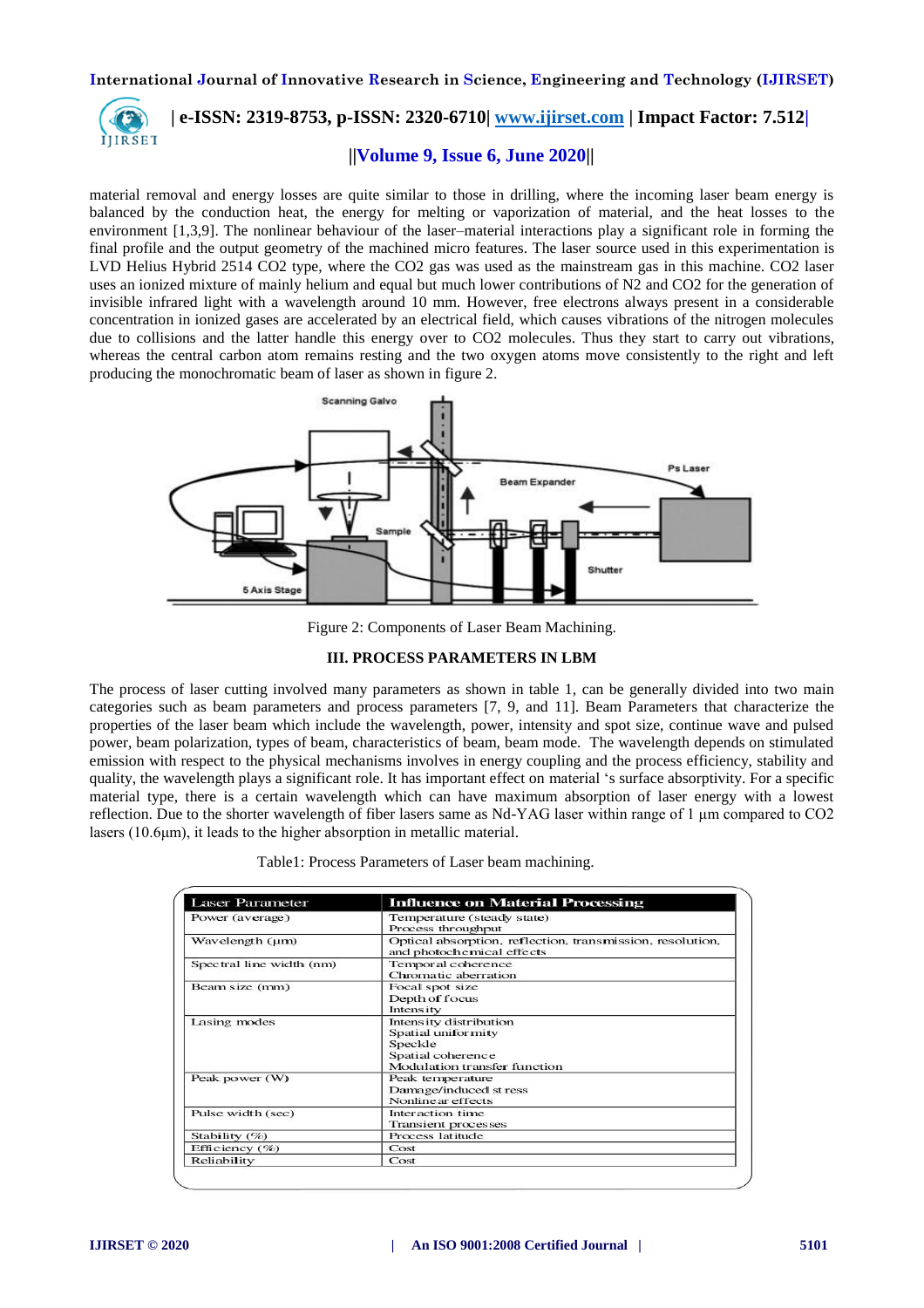material removal and energy losses are quite similar to those in drilling, where the incoming laser beam energy is balanced by the conduction heat, the energy for melting or vaporization of material, and the heat losses to the environment [1,3,9]. The nonlinear behaviour of the laser–material interactions play a significant role in forming the final profile and the output geometry of the machined micro features. The laser source used in this experimentation is LVD Helius Hybrid 2514 $CO_2$ type, where the $CO_2$ gas was used as the mainstream gas in this machine. $CO_2$ laser uses an ionized mixture of mainly helium and equal but much lower contributions of $N_2$ and $CO_2$ for the generation of invisible infrared light with a wavelength around 10 mm. However, free electrons always present in a considerable concentration in ionized gases are accelerated by an electrical field, which causes vibrations of the nitrogen molecules due to collisions and the latter handle this energy over to $CO_2$ molecules. Thus they start to carry out vibrations, whereas the central carbon atom remains resting and the two oxygen atoms move consistently to the right and left producing the monochromatic beam of laser as shown in figure 2.

Scanning Galvo

Beam Expander

Ps Laser

Sample

Shutter

5 Axis Stage

Figure 2: Components of Laser Beam Machining.

## III. PROCESS PARAMETERS IN LBM

The process of laser cutting involved many parameters as shown in table 1, can be generally divided into two main categories such as beam parameters and process parameters [7, 9, and 11]. Beam Parameters that characterize the properties of the laser beam which include the wavelength, power, intensity and spot size, continue wave and pulsed power, beam polarization, types of beam, characteristics of beam, beam mode. The wavelength depends on stimulated emission with respect to the physical mechanisms involves in energy coupling and the process efficiency, stability and quality, the wavelength plays a significant role. It has important effect on material 's surface absorptivity. For a specific material type, there is a certain wavelength which can have maximum absorption of laser energy with a lowest reflection. Due to the shorter wavelength of fiber lasers same as Nd-YAG laser within range of 1 µm compared to $CO_2$ lasers (10.6µm), it leads to the higher absorption in metallic material.

Table1: Process Parameters of Laser beam machining.

| Laser Parameter | Influence on Material Processing |
|---|---|
| Power (average) | Temperature (steady state)<br>Process throughput |
| Wavelength (µm) | Optical absorption, reflection, transmission, resolution, and photochemical effects |
| Spectral line width (nm) | Temporal coherence<br>Chromatic aberration |
| Beam size (mm) | Focal spot size<br>Depth of focus<br>Intensity |
| Lasing modes | Intensity distribution<br>Spatial uniformity<br>Speckle<br>Spatial coherence<br>Modulation transfer function |
| Peak power (W) | Peak temperature<br>Damage/induced stress<br>Nonlinear effects |
| Pulse width (sec) | Interaction time<br>Transient processes |
| Stability (%) | Process latitude |
| Efficiency (%) | Cost |
| Reliability | Cost |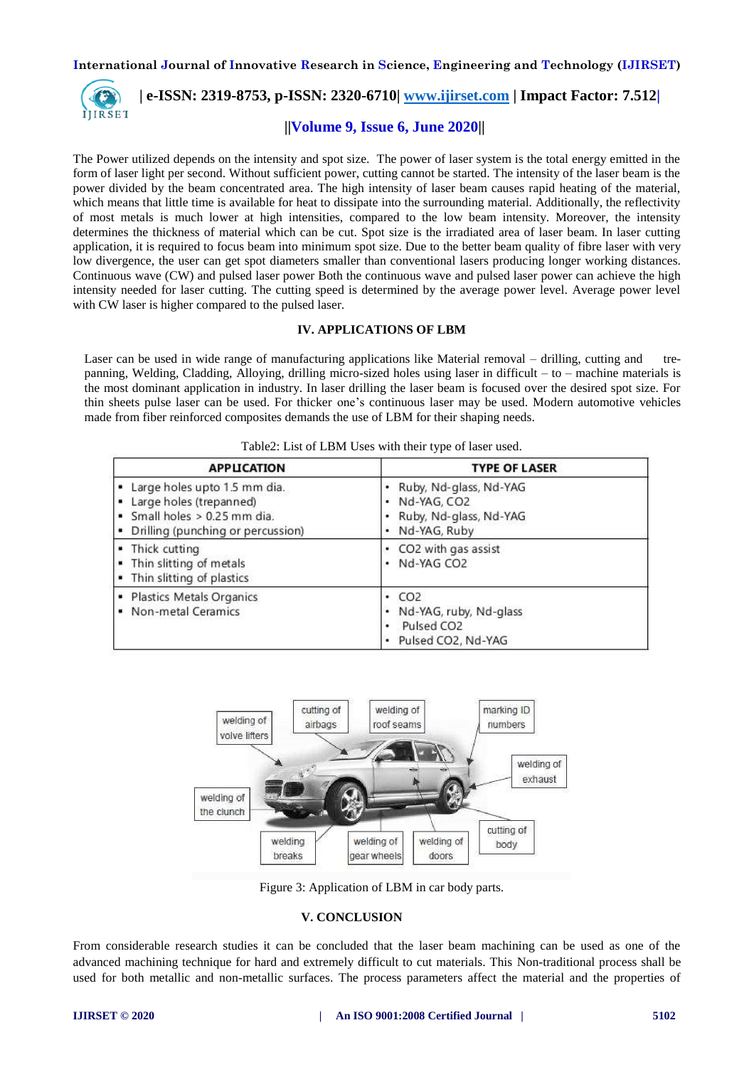The Power utilized depends on the intensity and spot size. The power of laser system is the total energy emitted in the form of laser light per second. Without sufficient power, cutting cannot be started. The intensity of the laser beam is the power divided by the beam concentrated area. The high intensity of laser beam causes rapid heating of the material, which means that little time is available for heat to dissipate into the surrounding material. Additionally, the reflectivity of most metals is much lower at high intensities, compared to the low beam intensity. Moreover, the intensity determines the thickness of material which can be cut. Spot size is the irradiated area of laser beam. In laser cutting application, it is required to focus beam into minimum spot size. Due to the better beam quality of fibre laser with very low divergence, the user can get spot diameters smaller than conventional lasers producing longer working distances. Continuous wave (CW) and pulsed laser power Both the continuous wave and pulsed laser power can achieve the high intensity needed for laser cutting. The cutting speed is determined by the average power level. Average power level with CW laser is higher compared to the pulsed laser.

## IV. APPLICATIONS OF LBM

Laser can be used in wide range of manufacturing applications like Material removal – drilling, cutting and tre-panning, Welding, Cladding, Alloying, drilling micro-sized holes using laser in difficult – to – machine materials is the most dominant application in industry. In laser drilling the laser beam is focused over the desired spot size. For thin sheets pulse laser can be used. For thicker one's continuous laser may be used. Modern automotive vehicles made from fiber reinforced composites demands the use of LBM for their shaping needs.

Table2: List of LBM Uses with their type of laser used.

| APPLICATION | TYPE OF LASER |
|---|---|
| ▪ Large holes upto 1.5 mm dia.<br>▪ Large holes (trepanned)<br>▪ Small holes > 0.25 mm dia.<br>▪ Drilling (punching or percussion) | • Ruby, Nd-glass, Nd-YAG<br>• Nd-YAG, CO2<br>• Ruby, Nd-glass, Nd-YAG<br>• Nd-YAG, Ruby |
| ▪ Thick cutting<br>▪ Thin slitting of metals<br>▪ Thin slitting of plastics | • CO2 with gas assist<br>• Nd-YAG CO2 |
| ▪ Plastics Metals Organics<br>▪ Non-metal Ceramics | • CO2<br>• Nd-YAG, ruby, Nd-glass<br>• Pulsed CO2<br>• Pulsed CO2, Nd-YAG |

Figure 3: Application of LBM in car body parts.

## V. CONCLUSION

From considerable research studies it can be concluded that the laser beam machining can be used as one of the advanced machining technique for hard and extremely difficult to cut materials. This Non-traditional process shall be used for both metallic and non-metallic surfaces. The process parameters affect the material and the properties of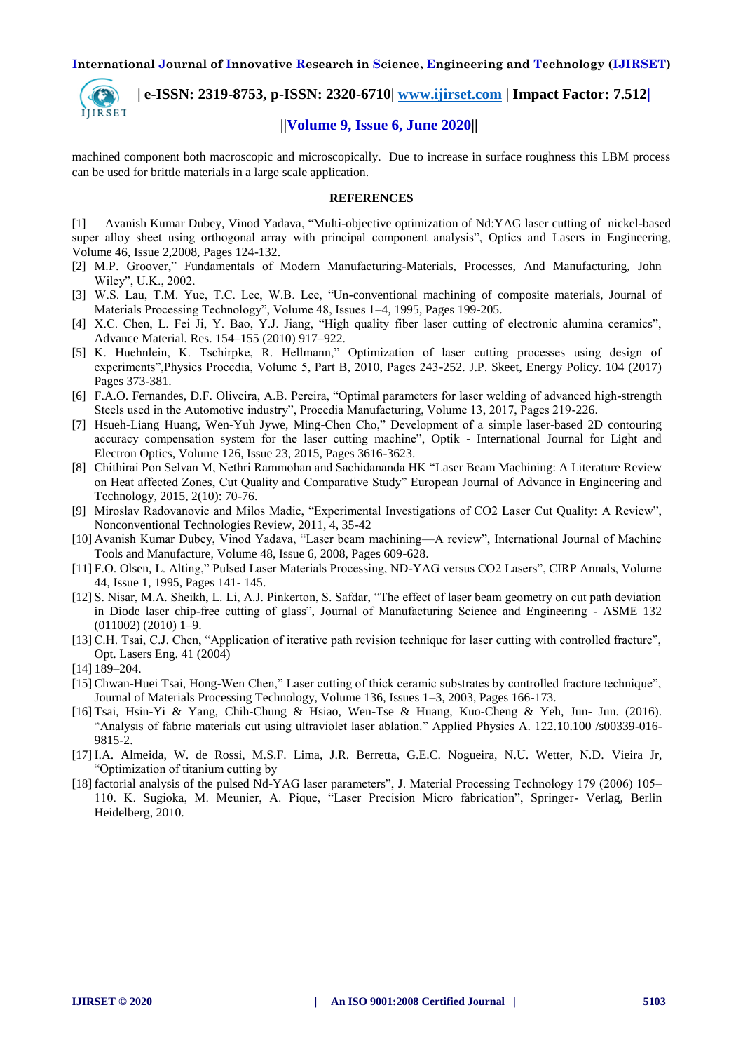machined component both macroscopic and microscopically. Due to increase in surface roughness this LBM process can be used for brittle materials in a large scale application.

## REFERENCES

[1] Avanish Kumar Dubey, Vinod Yadava, "Multi-objective optimization of Nd:YAG laser cutting of nickel-based super alloy sheet using orthogonal array with principal component analysis", Optics and Lasers in Engineering, Volume 46, Issue 2,2008, Pages 124-132.

[2] M.P. Groover," Fundamentals of Modern Manufacturing-Materials, Processes, And Manufacturing, John Wiley", U.K., 2002.

[3] W.S. Lau, T.M. Yue, T.C. Lee, W.B. Lee, "Un-conventional machining of composite materials, Journal of Materials Processing Technology", Volume 48, Issues 1–4, 1995, Pages 199-205.

[4] X.C. Chen, L. Fei Ji, Y. Bao, Y.J. Jiang, "High quality fiber laser cutting of electronic alumina ceramics", Advance Material. Res. 154–155 (2010) 917–922.

[5] K. Huehnlein, K. Tschirpke, R. Hellmann," Optimization of laser cutting processes using design of experiments",Physics Procedia, Volume 5, Part B, 2010, Pages 243-252. J.P. Skeet, Energy Policy. 104 (2017) Pages 373-381.

[6] F.A.O. Fernandes, D.F. Oliveira, A.B. Pereira, "Optimal parameters for laser welding of advanced high-strength Steels used in the Automotive industry", Procedia Manufacturing, Volume 13, 2017, Pages 219-226.

[7] Hsueh-Liang Huang, Wen-Yuh Jywe, Ming-Chen Cho," Development of a simple laser-based 2D contouring accuracy compensation system for the laser cutting machine", Optik - International Journal for Light and Electron Optics, Volume 126, Issue 23, 2015, Pages 3616-3623.

[8] Chithirai Pon Selvan M, Nethri Rammohan and Sachidananda HK "Laser Beam Machining: A Literature Review on Heat affected Zones, Cut Quality and Comparative Study" European Journal of Advance in Engineering and Technology, 2015, 2(10): 70-76.

[9] Miroslav Radovanovic and Milos Madic, "Experimental Investigations of CO2 Laser Cut Quality: A Review", Nonconventional Technologies Review, 2011, 4, 35-42

[10] Avanish Kumar Dubey, Vinod Yadava, "Laser beam machining—A review", International Journal of Machine Tools and Manufacture, Volume 48, Issue 6, 2008, Pages 609-628.

[11] F.O. Olsen, L. Alting," Pulsed Laser Materials Processing, ND-YAG versus CO2 Lasers", CIRP Annals, Volume 44, Issue 1, 1995, Pages 141- 145.

[12] S. Nisar, M.A. Sheikh, L. Li, A.J. Pinkerton, S. Safdar, "The effect of laser beam geometry on cut path deviation in Diode laser chip-free cutting of glass", Journal of Manufacturing Science and Engineering - ASME 132 (011002) (2010) 1–9.

[13] C.H. Tsai, C.J. Chen, "Application of iterative path revision technique for laser cutting with controlled fracture", Opt. Lasers Eng. 41 (2004)

[14] 189–204.

[15] Chwan-Huei Tsai, Hong-Wen Chen," Laser cutting of thick ceramic substrates by controlled fracture technique", Journal of Materials Processing Technology, Volume 136, Issues 1–3, 2003, Pages 166-173.

[16] Tsai, Hsin-Yi & Yang, Chih-Chung & Hsiao, Wen-Tse & Huang, Kuo-Cheng & Yeh, Jun- Jun. (2016). "Analysis of fabric materials cut using ultraviolet laser ablation." Applied Physics A. 122.10.100 /s00339-016-9815-2.

[17] I.A. Almeida, W. de Rossi, M.S.F. Lima, J.R. Berretta, G.E.C. Nogueira, N.U. Wetter, N.D. Vieira Jr, "Optimization of titanium cutting by

[18] factorial analysis of the pulsed Nd-YAG laser parameters", J. Material Processing Technology 179 (2006) 105–110. K. Sugioka, M. Meunier, A. Pique, "Laser Precision Micro fabrication", Springer- Verlag, Berlin Heidelberg, 2010.